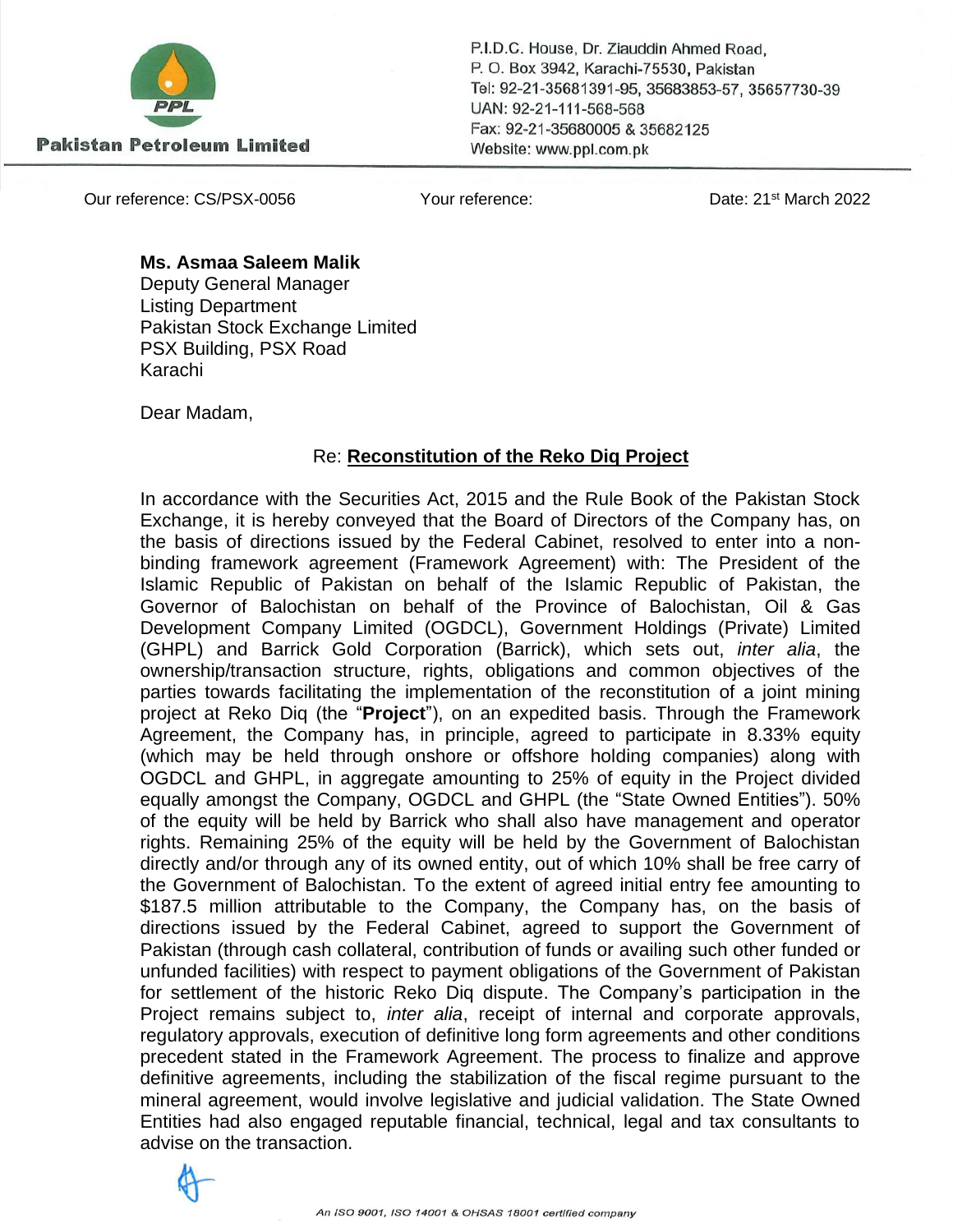**Pakistan Petroleum Limited**

P.I.D.C. House, Dr. Ziauddin Ahmed Road,
P. O. Box 3942, Karachi-75530, Pakistan
Tel: 92-21-35681391-95, 35683853-57, 35657730-39
UAN: 92-21-111-568-568
Fax: 92-21-35680005 & 35682125
Website: www.ppl.com.pk

Our reference: CS/PSX-0056 | Your reference: | Date: 21st March 2022

**Ms. Asmaa Saleem Malik**
Deputy General Manager
Listing Department
Pakistan Stock Exchange Limited
PSX Building, PSX Road
Karachi

Dear Madam,

Re: **Reconstitution of the Reko Diq Project**

In accordance with the Securities Act, 2015 and the Rule Book of the Pakistan Stock Exchange, it is hereby conveyed that the Board of Directors of the Company has, on the basis of directions issued by the Federal Cabinet, resolved to enter into a non-binding framework agreement (Framework Agreement) with: The President of the Islamic Republic of Pakistan on behalf of the Islamic Republic of Pakistan, the Governor of Balochistan on behalf of the Province of Balochistan, Oil & Gas Development Company Limited (OGDCL), Government Holdings (Private) Limited (GHPL) and Barrick Gold Corporation (Barrick), which sets out, *inter alia*, the ownership/transaction structure, rights, obligations and common objectives of the parties towards facilitating the implementation of the reconstitution of a joint mining project at Reko Diq (the "**Project**"), on an expedited basis. Through the Framework Agreement, the Company has, in principle, agreed to participate in 8.33% equity (which may be held through onshore or offshore holding companies) along with OGDCL and GHPL, in aggregate amounting to 25% of equity in the Project divided equally amongst the Company, OGDCL and GHPL (the "State Owned Entities"). 50% of the equity will be held by Barrick who shall also have management and operator rights. Remaining 25% of the equity will be held by the Government of Balochistan directly and/or through any of its owned entity, out of which 10% shall be free carry of the Government of Balochistan. To the extent of agreed initial entry fee amounting to \$187.5 million attributable to the Company, the Company has, on the basis of directions issued by the Federal Cabinet, agreed to support the Government of Pakistan (through cash collateral, contribution of funds or availing such other funded or unfunded facilities) with respect to payment obligations of the Government of Pakistan for settlement of the historic Reko Diq dispute. The Company's participation in the Project remains subject to, *inter alia*, receipt of internal and corporate approvals, regulatory approvals, execution of definitive long form agreements and other conditions precedent stated in the Framework Agreement. The process to finalize and approve definitive agreements, including the stabilization of the fiscal regime pursuant to the mineral agreement, would involve legislative and judicial validation. The State Owned Entities had also engaged reputable financial, technical, legal and tax consultants to advise on the transaction.

*An ISO 9001, ISO 14001 & OHSAS 18001 certified company*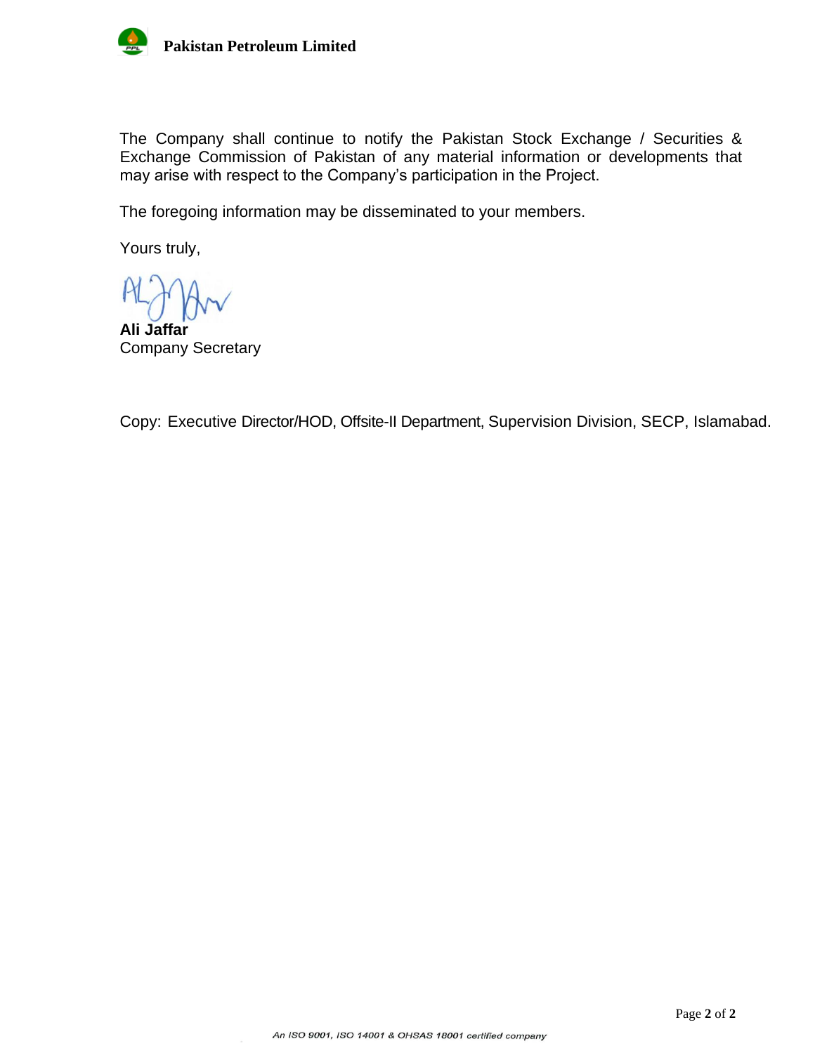The Company shall continue to notify the Pakistan Stock Exchange / Securities & Exchange Commission of Pakistan of any material information or developments that may arise with respect to the Company's participation in the Project.

The foregoing information may be disseminated to your members.

Yours truly,

**Ali Jaffar**
Company Secretary

Copy: Executive Director/HOD, Offsite-II Department, Supervision Division, SECP, Islamabad.